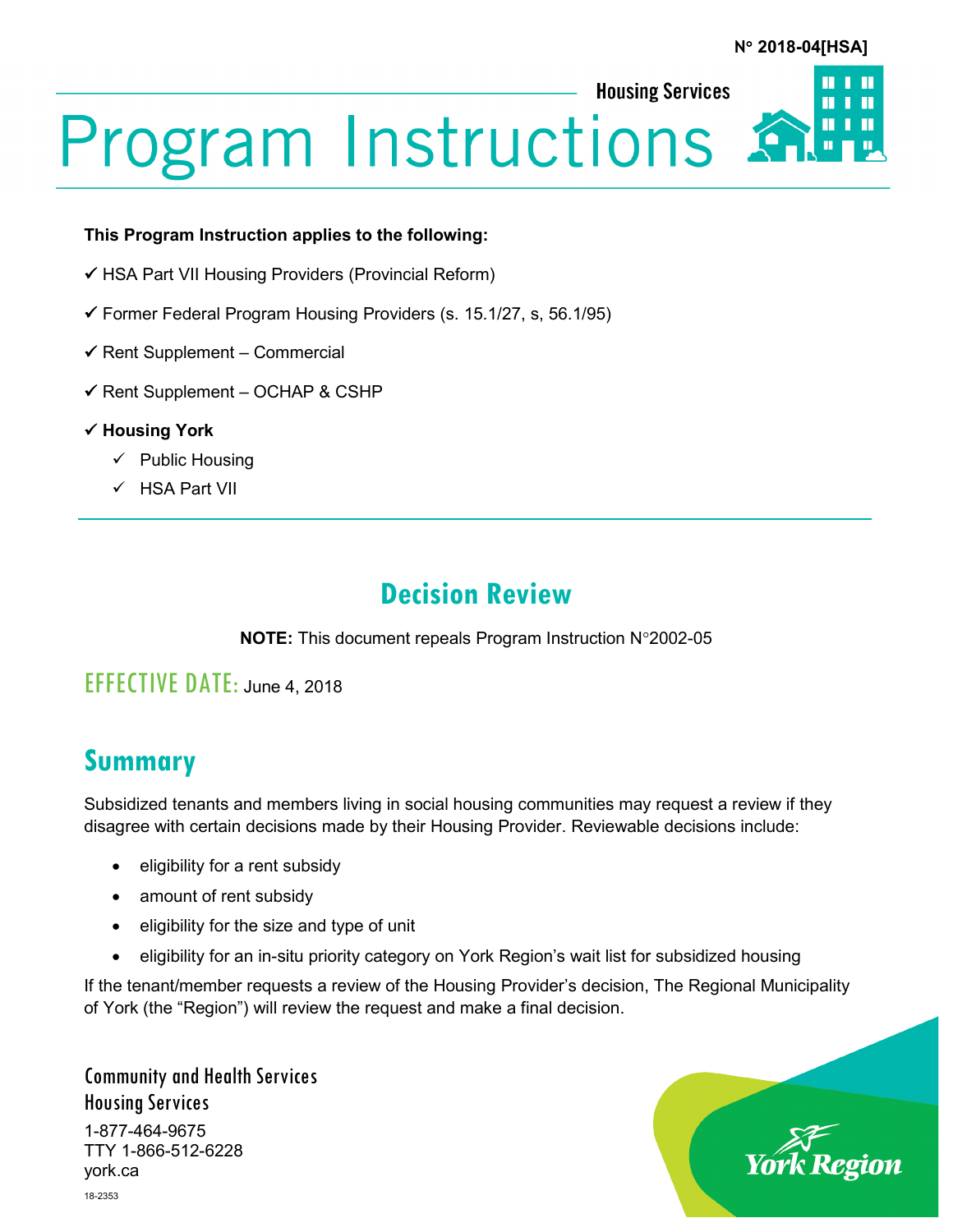N° 2018-04[HSA]

Housing Services

# Program Instructions

**This Program Instruction applies to the following:**

✓ HSA Part VII Housing Providers (Provincial Reform)

✓ Former Federal Program Housing Providers (s. 15.1/27, s, 56.1/95)

✓ Rent Supplement – Commercial

✓ Rent Supplement – OCHAP & CSHP

✓ **Housing York**

- ✓ Public Housing
- ✓ HSA Part VII

## Decision Review

**NOTE:** This document repeals Program Instruction N°2002-05

EFFECTIVE DATE: June 4, 2018

## Summary

Subsidized tenants and members living in social housing communities may request a review if they disagree with certain decisions made by their Housing Provider. Reviewable decisions include:

- eligibility for a rent subsidy
- amount of rent subsidy
- eligibility for the size and type of unit
- eligibility for an in-situ priority category on York Region's wait list for subsidized housing

If the tenant/member requests a review of the Housing Provider's decision, The Regional Municipality of York (the "Region") will review the request and make a final decision.

Community and Health Services
Housing Services

1-877-464-9675
TTY 1-866-512-6228
york.ca

18-2353

York Region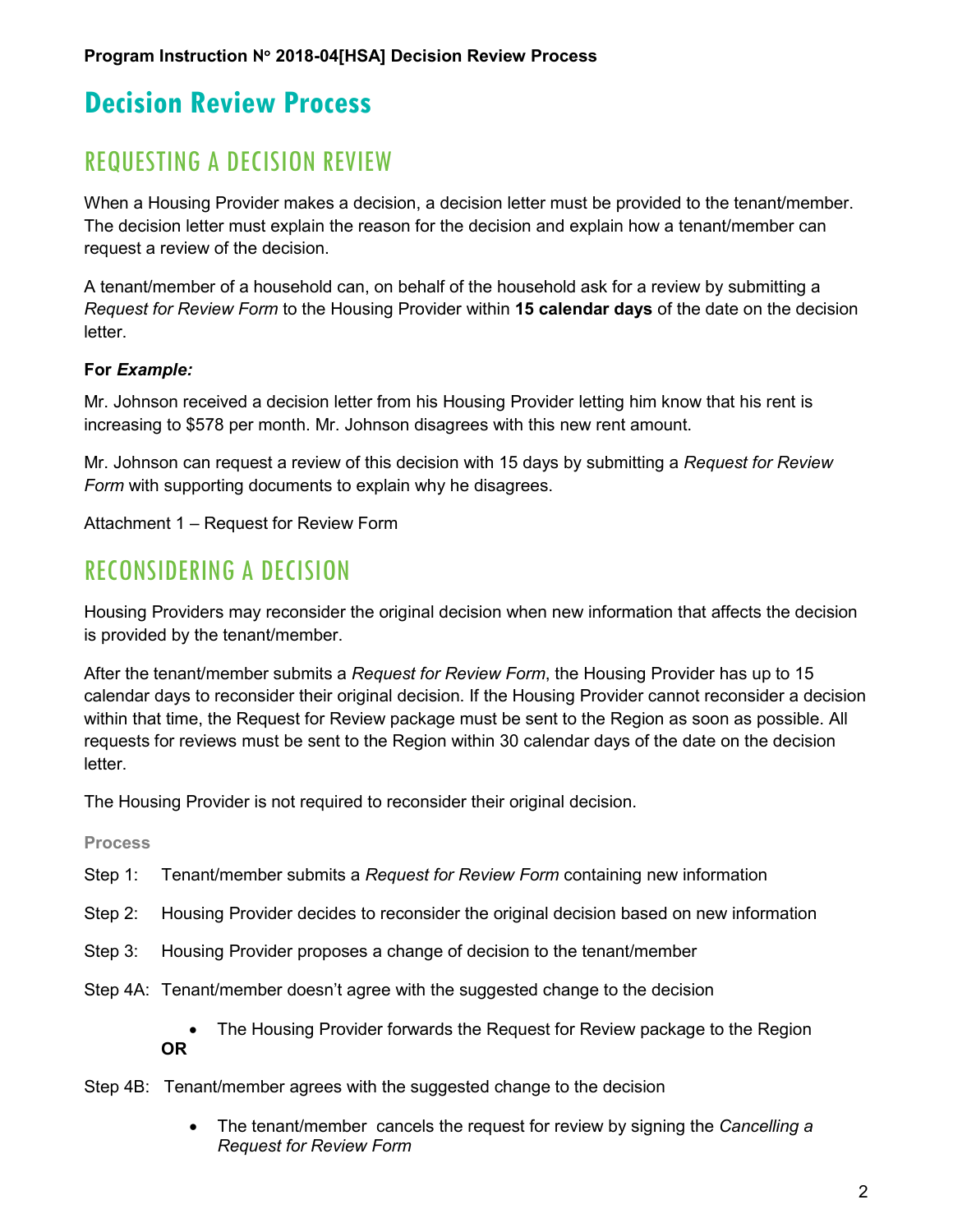# Decision Review Process

## REQUESTING A DECISION REVIEW

When a Housing Provider makes a decision, a decision letter must be provided to the tenant/member. The decision letter must explain the reason for the decision and explain how a tenant/member can request a review of the decision.

A tenant/member of a household can, on behalf of the household ask for a review by submitting a *Request for Review Form* to the Housing Provider within **15 calendar days** of the date on the decision letter.

**For *Example:***

Mr. Johnson received a decision letter from his Housing Provider letting him know that his rent is increasing to $578 per month. Mr. Johnson disagrees with this new rent amount.

Mr. Johnson can request a review of this decision with 15 days by submitting a *Request for Review Form* with supporting documents to explain why he disagrees.

Attachment 1 – Request for Review Form

## RECONSIDERING A DECISION

Housing Providers may reconsider the original decision when new information that affects the decision is provided by the tenant/member.

After the tenant/member submits a *Request for Review Form*, the Housing Provider has up to 15 calendar days to reconsider their original decision. If the Housing Provider cannot reconsider a decision within that time, the Request for Review package must be sent to the Region as soon as possible. All requests for reviews must be sent to the Region within 30 calendar days of the date on the decision letter.

The Housing Provider is not required to reconsider their original decision.

**Process**

Step 1: Tenant/member submits a *Request for Review Form* containing new information

Step 2: Housing Provider decides to reconsider the original decision based on new information

Step 3: Housing Provider proposes a change of decision to the tenant/member

Step 4A: Tenant/member doesn't agree with the suggested change to the decision

- The Housing Provider forwards the Request for Review package to the Region

**OR**

Step 4B: Tenant/member agrees with the suggested change to the decision

- The tenant/member cancels the request for review by signing the *Cancelling a Request for Review Form*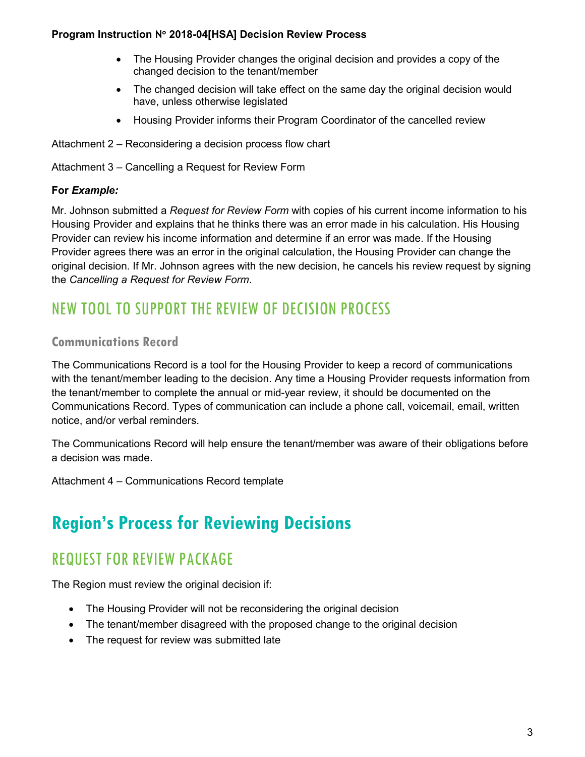- The Housing Provider changes the original decision and provides a copy of the changed decision to the tenant/member
- The changed decision will take effect on the same day the original decision would have, unless otherwise legislated
- Housing Provider informs their Program Coordinator of the cancelled review

Attachment 2 – Reconsidering a decision process flow chart

Attachment 3 – Cancelling a Request for Review Form

**For *Example:***

Mr. Johnson submitted a *Request for Review Form* with copies of his current income information to his Housing Provider and explains that he thinks there was an error made in his calculation. His Housing Provider can review his income information and determine if an error was made. If the Housing Provider agrees there was an error in the original calculation, the Housing Provider can change the original decision. If Mr. Johnson agrees with the new decision, he cancels his review request by signing the *Cancelling a Request for Review Form*.

## NEW TOOL TO SUPPORT THE REVIEW OF DECISION PROCESS

### Communications Record

The Communications Record is a tool for the Housing Provider to keep a record of communications with the tenant/member leading to the decision. Any time a Housing Provider requests information from the tenant/member to complete the annual or mid-year review, it should be documented on the Communications Record. Types of communication can include a phone call, voicemail, email, written notice, and/or verbal reminders.

The Communications Record will help ensure the tenant/member was aware of their obligations before a decision was made.

Attachment 4 – Communications Record template

# Region's Process for Reviewing Decisions

## REQUEST FOR REVIEW PACKAGE

The Region must review the original decision if:

- The Housing Provider will not be reconsidering the original decision
- The tenant/member disagreed with the proposed change to the original decision
- The request for review was submitted late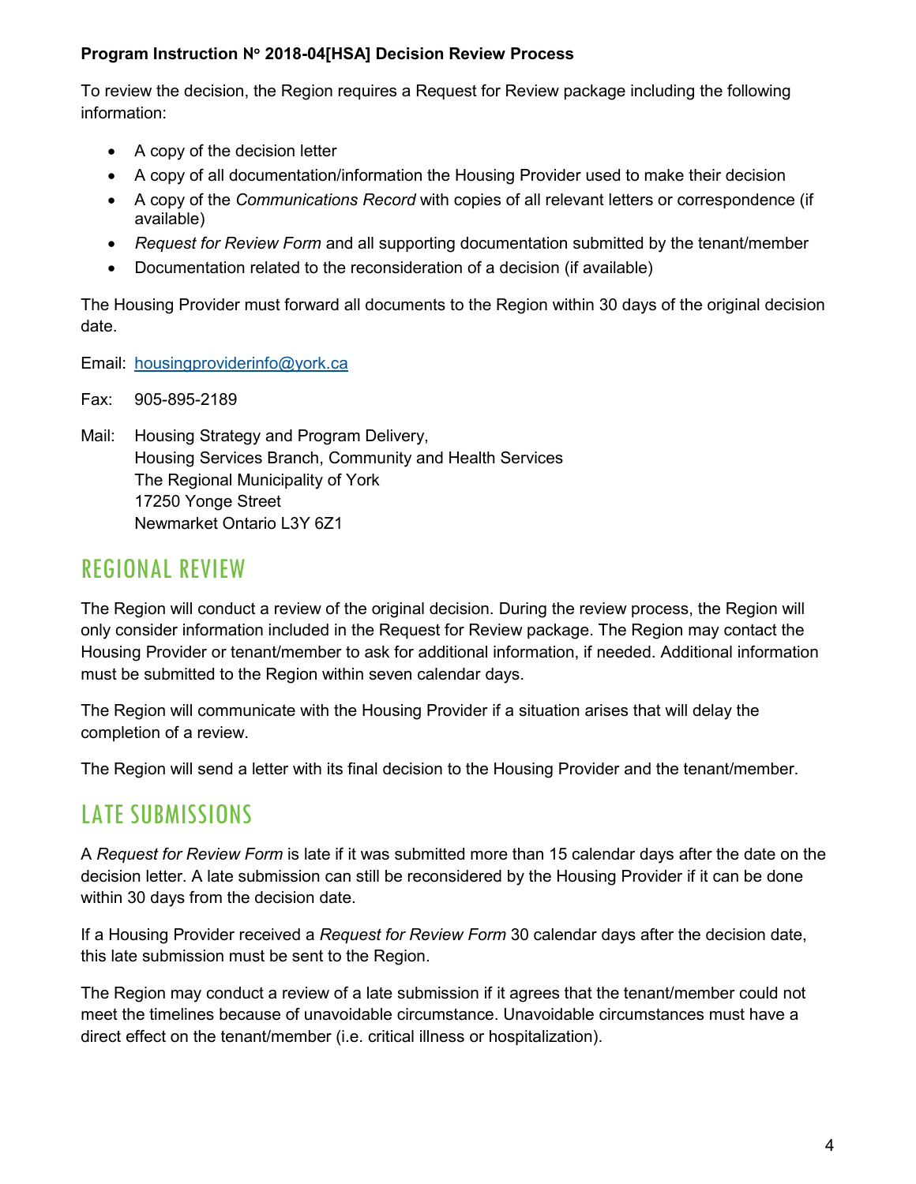**Program Instruction N° 2018-04[HSA] Decision Review Process**

To review the decision, the Region requires a Request for Review package including the following information:

- A copy of the decision letter
- A copy of all documentation/information the Housing Provider used to make their decision
- A copy of the *Communications Record* with copies of all relevant letters or correspondence (if available)
- *Request for Review Form* and all supporting documentation submitted by the tenant/member
- Documentation related to the reconsideration of a decision (if available)

The Housing Provider must forward all documents to the Region within 30 days of the original decision date.

Email: housingproviderinfo@york.ca

Fax: 905-895-2189

Mail: Housing Strategy and Program Delivery,
Housing Services Branch, Community and Health Services
The Regional Municipality of York
17250 Yonge Street
Newmarket Ontario L3Y 6Z1

## REGIONAL REVIEW

The Region will conduct a review of the original decision. During the review process, the Region will only consider information included in the Request for Review package. The Region may contact the Housing Provider or tenant/member to ask for additional information, if needed. Additional information must be submitted to the Region within seven calendar days.

The Region will communicate with the Housing Provider if a situation arises that will delay the completion of a review.

The Region will send a letter with its final decision to the Housing Provider and the tenant/member.

## LATE SUBMISSIONS

A *Request for Review Form* is late if it was submitted more than 15 calendar days after the date on the decision letter. A late submission can still be reconsidered by the Housing Provider if it can be done within 30 days from the decision date.

If a Housing Provider received a *Request for Review Form* 30 calendar days after the decision date, this late submission must be sent to the Region.

The Region may conduct a review of a late submission if it agrees that the tenant/member could not meet the timelines because of unavoidable circumstance. Unavoidable circumstances must have a direct effect on the tenant/member (i.e. critical illness or hospitalization).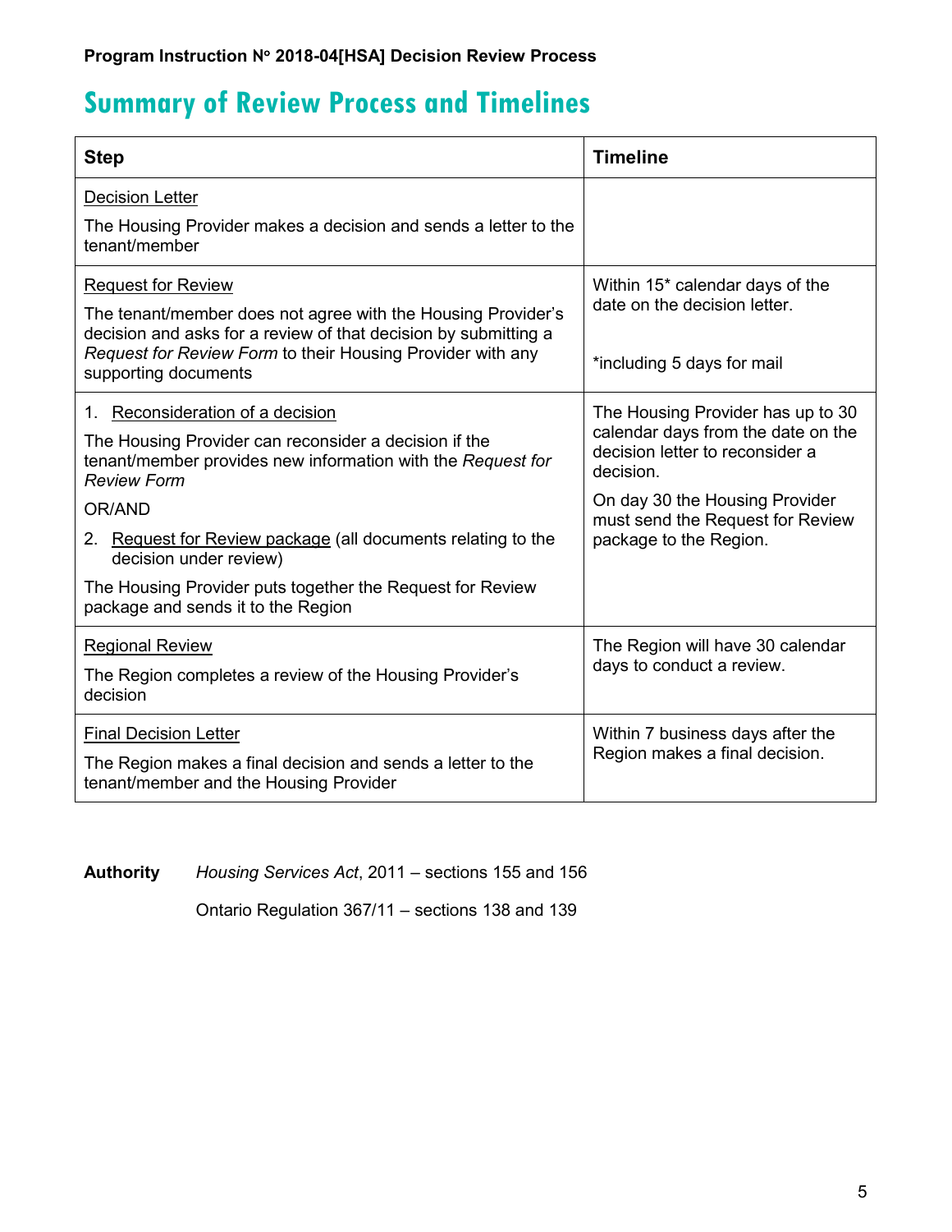**Program Instruction N° 2018-04[HSA] Decision Review Process**

# Summary of Review Process and Timelines

| Step | Timeline |
|---|---|
| Decision Letter<br><br>The Housing Provider makes a decision and sends a letter to the tenant/member | |
| Request for Review<br><br>The tenant/member does not agree with the Housing Provider's decision and asks for a review of that decision by submitting a *Request for Review Form* to their Housing Provider with any supporting documents | Within 15* calendar days of the date on the decision letter.<br><br>*including 5 days for mail |
| 1. Reconsideration of a decision<br><br>The Housing Provider can reconsider a decision if the tenant/member provides new information with the *Request for Review Form*<br><br>OR/AND<br><br>2. Request for Review package (all documents relating to the decision under review)<br><br>The Housing Provider puts together the Request for Review package and sends it to the Region | The Housing Provider has up to 30 calendar days from the date on the decision letter to reconsider a decision.<br><br>On day 30 the Housing Provider must send the Request for Review package to the Region. |
| Regional Review<br><br>The Region completes a review of the Housing Provider's decision | The Region will have 30 calendar days to conduct a review. |
| Final Decision Letter<br><br>The Region makes a final decision and sends a letter to the tenant/member and the Housing Provider | Within 7 business days after the Region makes a final decision. |

**Authority** *Housing Services Act*, 2011 – sections 155 and 156

Ontario Regulation 367/11 – sections 138 and 139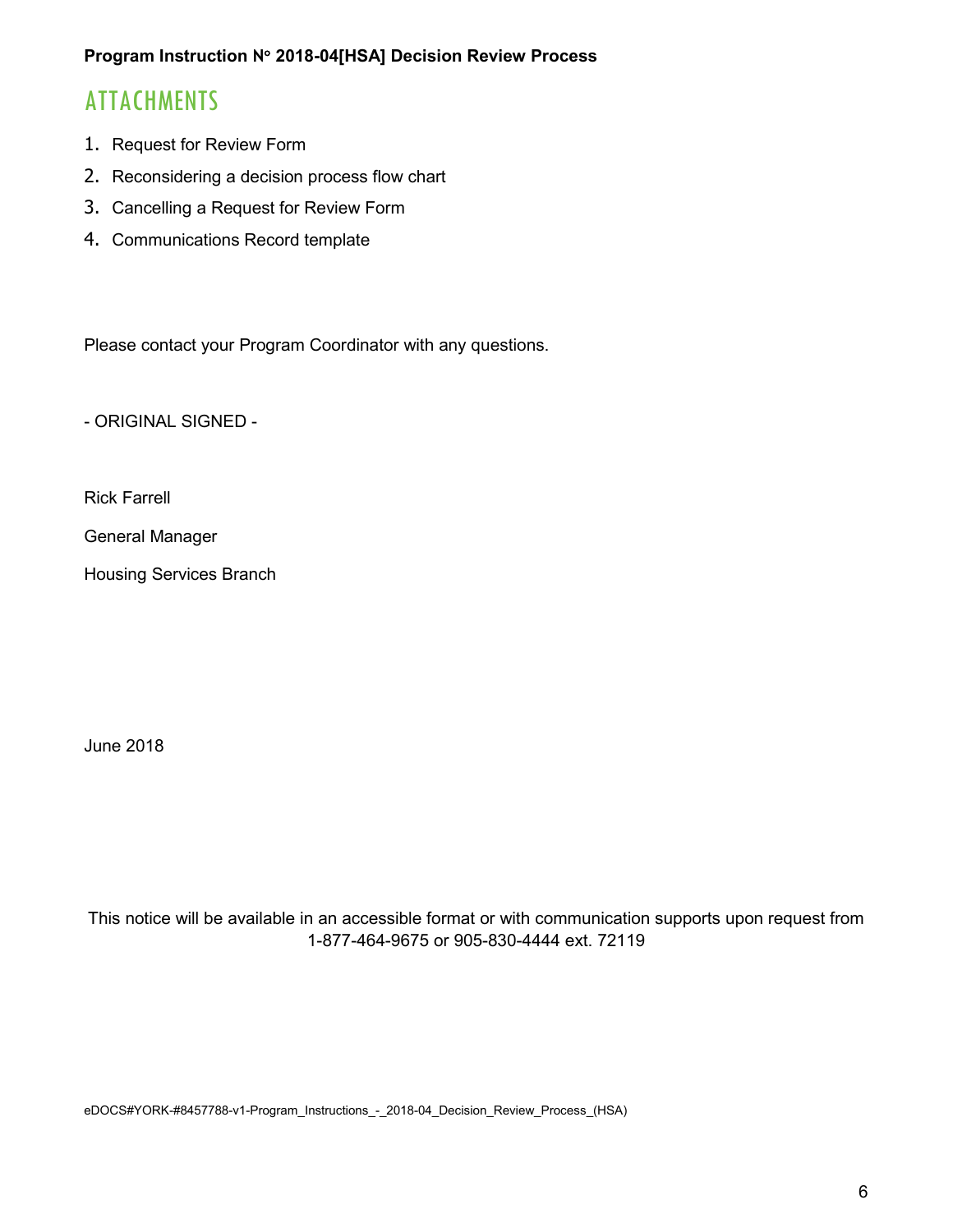## ATTACHMENTS

1. Request for Review Form
2. Reconsidering a decision process flow chart
3. Cancelling a Request for Review Form
4. Communications Record template

Please contact your Program Coordinator with any questions.

- ORIGINAL SIGNED -

Rick Farrell

General Manager

Housing Services Branch

June 2018

This notice will be available in an accessible format or with communication supports upon request from 1-877-464-9675 or 905-830-4444 ext. 72119

eDOCS#YORK-#8457788-v1-Program_Instructions_-_2018-04_Decision_Review_Process_(HSA)